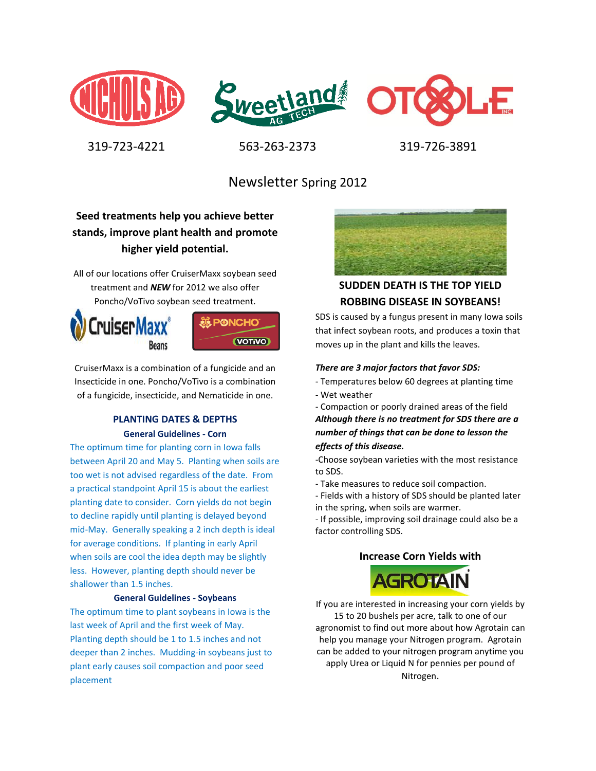NICHOLS AG — 319-723-4221

Sweetland AG TECH — 563-263-2373

OTOOLE INC — 319-726-3891

# Newsletter Spring 2012

## Seed treatments help you achieve better stands, improve plant health and promote higher yield potential.

All of our locations offer CruiserMaxx soybean seed treatment and ***NEW*** for 2012 we also offer Poncho/VoTivo soybean seed treatment.

CruiserMaxx Beans

PONCHO VOTiVO

CruiserMaxx is a combination of a fungicide and an Insecticide in one. Poncho/VoTivo is a combination of a fungicide, insecticide, and Nematicide in one.

## PLANTING DATES & DEPTHS

### General Guidelines - Corn

The optimum time for planting corn in Iowa falls between April 20 and May 5. Planting when soils are too wet is not advised regardless of the date. From a practical standpoint April 15 is about the earliest planting date to consider. Corn yields do not begin to decline rapidly until planting is delayed beyond mid-May. Generally speaking a 2 inch depth is ideal for average conditions. If planting in early April when soils are cool the idea depth may be slightly less. However, planting depth should never be shallower than 1.5 inches.

### General Guidelines - Soybeans

The optimum time to plant soybeans in Iowa is the last week of April and the first week of May. Planting depth should be 1 to 1.5 inches and not deeper than 2 inches. Mudding-in soybeans just to plant early causes soil compaction and poor seed placement

## SUDDEN DEATH IS THE TOP YIELD ROBBING DISEASE IN SOYBEANS!

SDS is caused by a fungus present in many Iowa soils that infect soybean roots, and produces a toxin that moves up in the plant and kills the leaves.

***There are 3 major factors that favor SDS:***

- Temperatures below 60 degrees at planting time
- Wet weather
- Compaction or poorly drained areas of the field

***Although there is no treatment for SDS there are a number of things that can be done to lesson the effects of this disease.***

- Choose soybean varieties with the most resistance to SDS.
- Take measures to reduce soil compaction.
- Fields with a history of SDS should be planted later in the spring, when soils are warmer.
- If possible, improving soil drainage could also be a factor controlling SDS.

## Increase Corn Yields with AGROTAIN

If you are interested in increasing your corn yields by 15 to 20 bushels per acre, talk to one of our agronomist to find out more about how Agrotain can help you manage your Nitrogen program. Agrotain can be added to your nitrogen program anytime you apply Urea or Liquid N for pennies per pound of Nitrogen.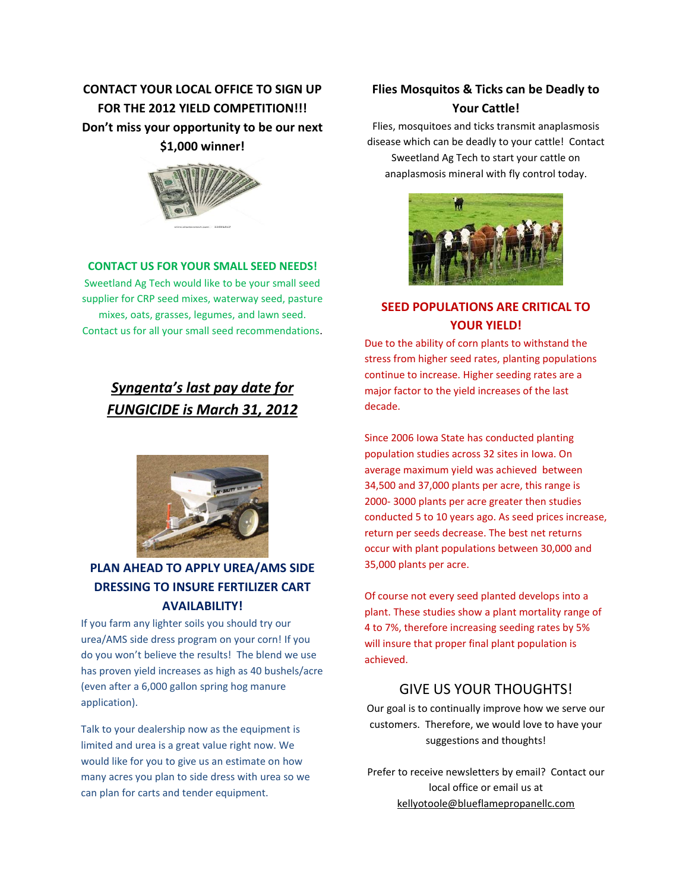**CONTACT YOUR LOCAL OFFICE TO SIGN UP FOR THE 2012 YIELD COMPETITION!!!**
**Don't miss your opportunity to be our next $1,000 winner!**

**CONTACT US FOR YOUR SMALL SEED NEEDS!**

Sweetland Ag Tech would like to be your small seed supplier for CRP seed mixes, waterway seed, pasture mixes, oats, grasses, legumes, and lawn seed. Contact us for all your small seed recommendations.

***Syngenta's last pay date for FUNGICIDE is March 31, 2012***

**PLAN AHEAD TO APPLY UREA/AMS SIDE DRESSING TO INSURE FERTILIZER CART AVAILABILITY!**

If you farm any lighter soils you should try our urea/AMS side dress program on your corn! If you do you won't believe the results! The blend we use has proven yield increases as high as 40 bushels/acre (even after a 6,000 gallon spring hog manure application).

Talk to your dealership now as the equipment is limited and urea is a great value right now. We would like for you to give us an estimate on how many acres you plan to side dress with urea so we can plan for carts and tender equipment.

**Flies Mosquitos & Ticks can be Deadly to Your Cattle!**

Flies, mosquitoes and ticks transmit anaplasmosis disease which can be deadly to your cattle! Contact Sweetland Ag Tech to start your cattle on anaplasmosis mineral with fly control today.

**SEED POPULATIONS ARE CRITICAL TO YOUR YIELD!**

Due to the ability of corn plants to withstand the stress from higher seed rates, planting populations continue to increase. Higher seeding rates are a major factor to the yield increases of the last decade.

Since 2006 Iowa State has conducted planting population studies across 32 sites in Iowa. On average maximum yield was achieved between 34,500 and 37,000 plants per acre, this range is 2000- 3000 plants per acre greater then studies conducted 5 to 10 years ago. As seed prices increase, return per seeds decrease. The best net returns occur with plant populations between 30,000 and 35,000 plants per acre.

Of course not every seed planted develops into a plant. These studies show a plant mortality range of 4 to 7%, therefore increasing seeding rates by 5% will insure that proper final plant population is achieved.

## GIVE US YOUR THOUGHTS!

Our goal is to continually improve how we serve our customers. Therefore, we would love to have your suggestions and thoughts!

Prefer to receive newsletters by email? Contact our local office or email us at kellyotoole@blueflamepropanellc.com